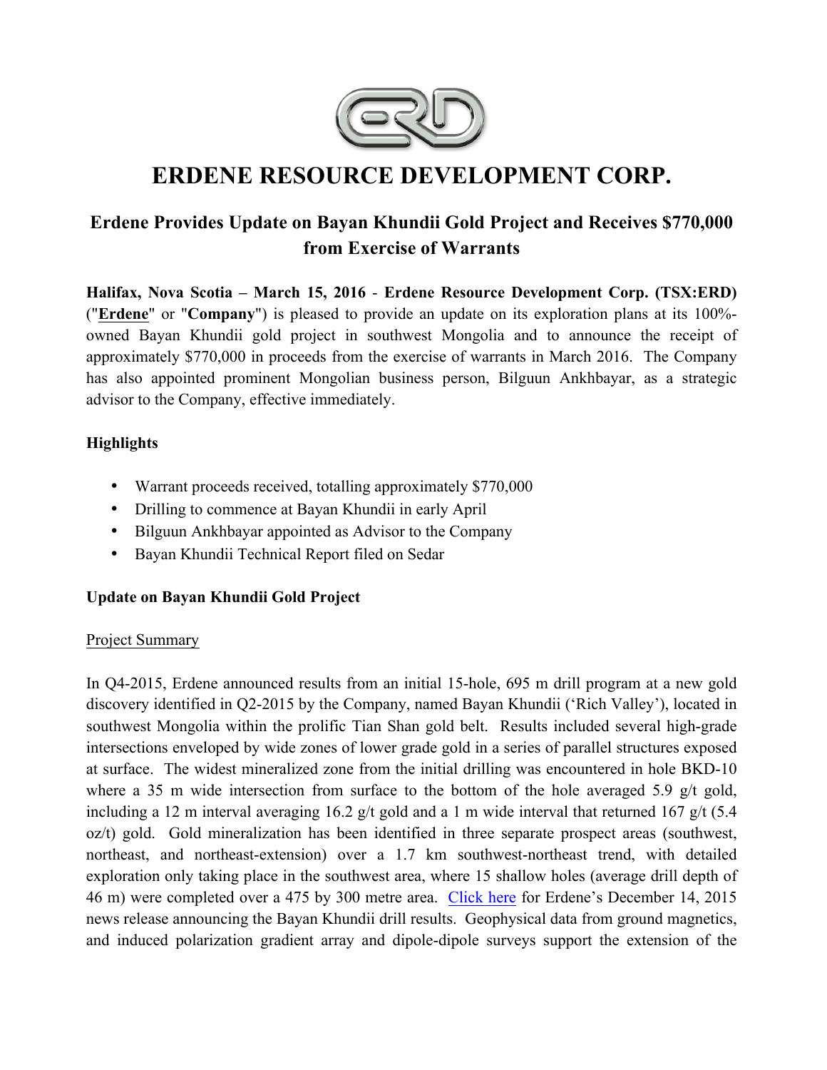# ERDENE RESOURCE DEVELOPMENT CORP.

## Erdene Provides Update on Bayan Khundii Gold Project and Receives $770,000 from Exercise of Warrants

**Halifax, Nova Scotia – March 15, 2016** - **Erdene Resource Development Corp. (TSX:ERD)** ("**Erdene**" or "**Company**") is pleased to provide an update on its exploration plans at its 100%-owned Bayan Khundii gold project in southwest Mongolia and to announce the receipt of approximately $770,000 in proceeds from the exercise of warrants in March 2016. The Company has also appointed prominent Mongolian business person, Bilguun Ankhbayar, as a strategic advisor to the Company, effective immediately.

### Highlights

- Warrant proceeds received, totalling approximately $770,000
- Drilling to commence at Bayan Khundii in early April
- Bilguun Ankhbayar appointed as Advisor to the Company
- Bayan Khundii Technical Report filed on Sedar

### Update on Bayan Khundii Gold Project

Project Summary

In Q4-2015, Erdene announced results from an initial 15-hole, 695 m drill program at a new gold discovery identified in Q2-2015 by the Company, named Bayan Khundii ('Rich Valley'), located in southwest Mongolia within the prolific Tian Shan gold belt. Results included several high-grade intersections enveloped by wide zones of lower grade gold in a series of parallel structures exposed at surface. The widest mineralized zone from the initial drilling was encountered in hole BKD-10 where a 35 m wide intersection from surface to the bottom of the hole averaged 5.9 g/t gold, including a 12 m interval averaging 16.2 g/t gold and a 1 m wide interval that returned 167 g/t (5.4 oz/t) gold. Gold mineralization has been identified in three separate prospect areas (southwest, northeast, and northeast-extension) over a 1.7 km southwest-northeast trend, with detailed exploration only taking place in the southwest area, where 15 shallow holes (average drill depth of 46 m) were completed over a 475 by 300 metre area. Click here for Erdene's December 14, 2015 news release announcing the Bayan Khundii drill results. Geophysical data from ground magnetics, and induced polarization gradient array and dipole-dipole surveys support the extension of the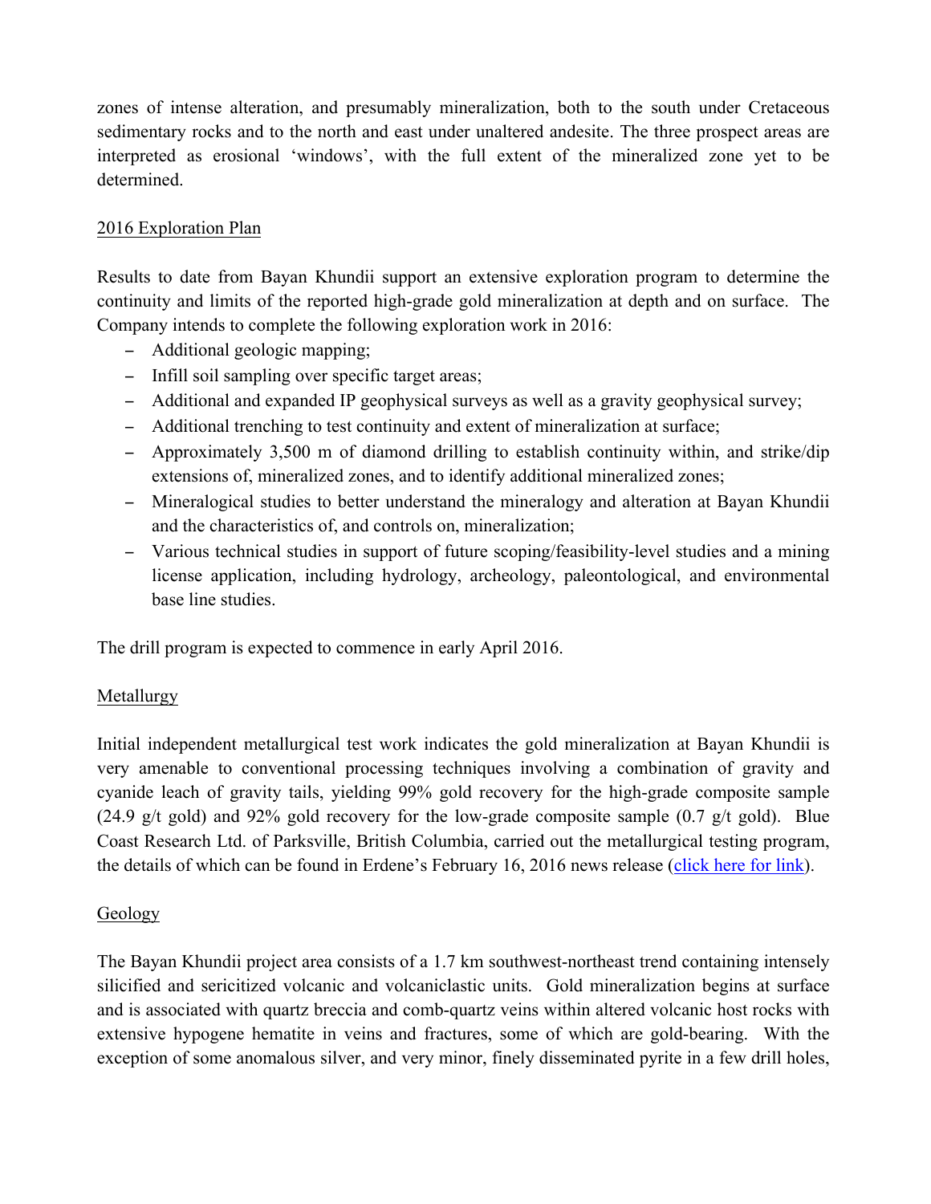zones of intense alteration, and presumably mineralization, both to the south under Cretaceous sedimentary rocks and to the north and east under unaltered andesite. The three prospect areas are interpreted as erosional 'windows', with the full extent of the mineralized zone yet to be determined.

## 2016 Exploration Plan

Results to date from Bayan Khundii support an extensive exploration program to determine the continuity and limits of the reported high-grade gold mineralization at depth and on surface. The Company intends to complete the following exploration work in 2016:

- Additional geologic mapping;
- Infill soil sampling over specific target areas;
- Additional and expanded IP geophysical surveys as well as a gravity geophysical survey;
- Additional trenching to test continuity and extent of mineralization at surface;
- Approximately 3,500 m of diamond drilling to establish continuity within, and strike/dip extensions of, mineralized zones, and to identify additional mineralized zones;
- Mineralogical studies to better understand the mineralogy and alteration at Bayan Khundii and the characteristics of, and controls on, mineralization;
- Various technical studies in support of future scoping/feasibility-level studies and a mining license application, including hydrology, archeology, paleontological, and environmental base line studies.

The drill program is expected to commence in early April 2016.

## Metallurgy

Initial independent metallurgical test work indicates the gold mineralization at Bayan Khundii is very amenable to conventional processing techniques involving a combination of gravity and cyanide leach of gravity tails, yielding 99% gold recovery for the high-grade composite sample (24.9 g/t gold) and 92% gold recovery for the low-grade composite sample (0.7 g/t gold). Blue Coast Research Ltd. of Parksville, British Columbia, carried out the metallurgical testing program, the details of which can be found in Erdene's February 16, 2016 news release (click here for link).

## Geology

The Bayan Khundii project area consists of a 1.7 km southwest-northeast trend containing intensely silicified and sericitized volcanic and volcaniclastic units. Gold mineralization begins at surface and is associated with quartz breccia and comb-quartz veins within altered volcanic host rocks with extensive hypogene hematite in veins and fractures, some of which are gold-bearing. With the exception of some anomalous silver, and very minor, finely disseminated pyrite in a few drill holes,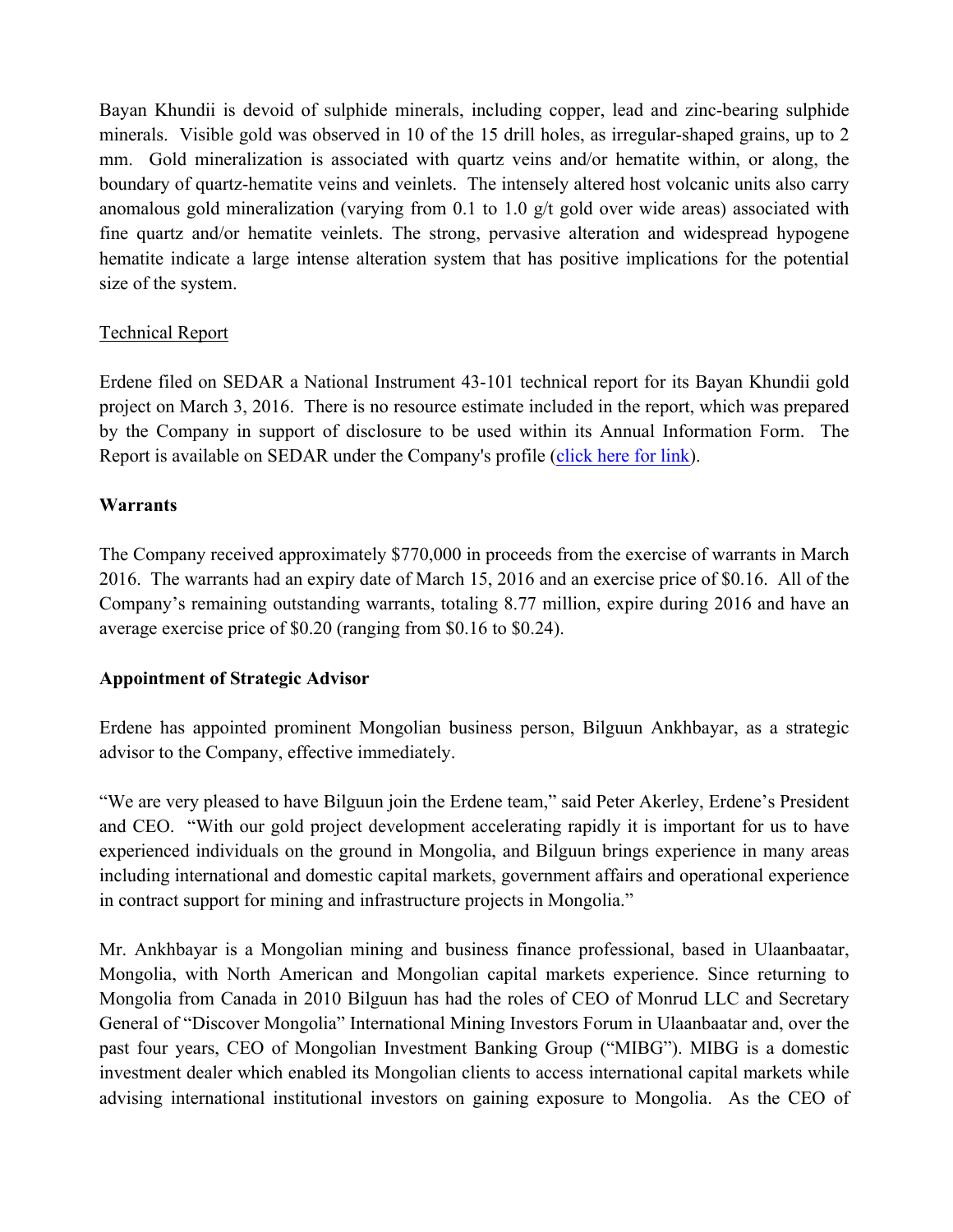Bayan Khundii is devoid of sulphide minerals, including copper, lead and zinc-bearing sulphide minerals. Visible gold was observed in 10 of the 15 drill holes, as irregular-shaped grains, up to 2 mm. Gold mineralization is associated with quartz veins and/or hematite within, or along, the boundary of quartz-hematite veins and veinlets. The intensely altered host volcanic units also carry anomalous gold mineralization (varying from 0.1 to 1.0 g/t gold over wide areas) associated with fine quartz and/or hematite veinlets. The strong, pervasive alteration and widespread hypogene hematite indicate a large intense alteration system that has positive implications for the potential size of the system.

Technical Report

Erdene filed on SEDAR a National Instrument 43-101 technical report for its Bayan Khundii gold project on March 3, 2016. There is no resource estimate included in the report, which was prepared by the Company in support of disclosure to be used within its Annual Information Form. The Report is available on SEDAR under the Company's profile (click here for link).

## Warrants

The Company received approximately $770,000 in proceeds from the exercise of warrants in March 2016. The warrants had an expiry date of March 15, 2016 and an exercise price of $0.16. All of the Company's remaining outstanding warrants, totaling 8.77 million, expire during 2016 and have an average exercise price of $0.20 (ranging from $0.16 to $0.24).

## Appointment of Strategic Advisor

Erdene has appointed prominent Mongolian business person, Bilguun Ankhbayar, as a strategic advisor to the Company, effective immediately.

"We are very pleased to have Bilguun join the Erdene team," said Peter Akerley, Erdene's President and CEO. "With our gold project development accelerating rapidly it is important for us to have experienced individuals on the ground in Mongolia, and Bilguun brings experience in many areas including international and domestic capital markets, government affairs and operational experience in contract support for mining and infrastructure projects in Mongolia."

Mr. Ankhbayar is a Mongolian mining and business finance professional, based in Ulaanbaatar, Mongolia, with North American and Mongolian capital markets experience. Since returning to Mongolia from Canada in 2010 Bilguun has had the roles of CEO of Monrud LLC and Secretary General of "Discover Mongolia" International Mining Investors Forum in Ulaanbaatar and, over the past four years, CEO of Mongolian Investment Banking Group ("MIBG"). MIBG is a domestic investment dealer which enabled its Mongolian clients to access international capital markets while advising international institutional investors on gaining exposure to Mongolia. As the CEO of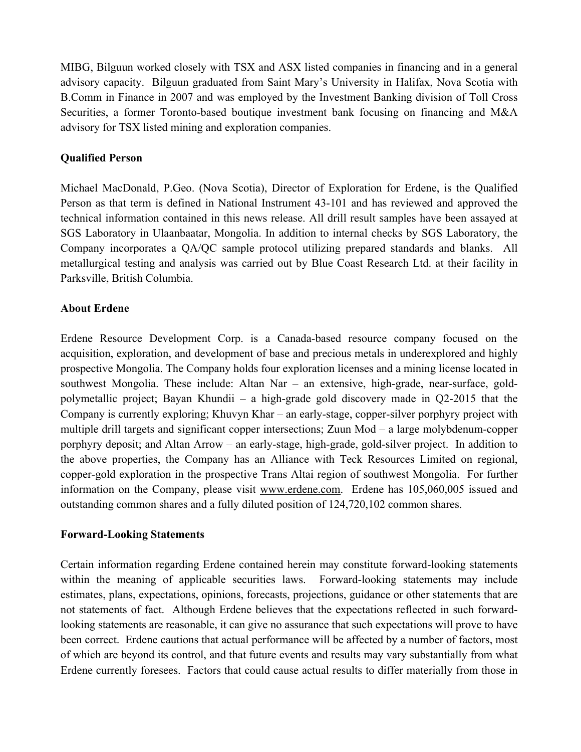MIBG, Bilguun worked closely with TSX and ASX listed companies in financing and in a general advisory capacity. Bilguun graduated from Saint Mary's University in Halifax, Nova Scotia with B.Comm in Finance in 2007 and was employed by the Investment Banking division of Toll Cross Securities, a former Toronto-based boutique investment bank focusing on financing and M&A advisory for TSX listed mining and exploration companies.

**Qualified Person**

Michael MacDonald, P.Geo. (Nova Scotia), Director of Exploration for Erdene, is the Qualified Person as that term is defined in National Instrument 43-101 and has reviewed and approved the technical information contained in this news release. All drill result samples have been assayed at SGS Laboratory in Ulaanbaatar, Mongolia. In addition to internal checks by SGS Laboratory, the Company incorporates a QA/QC sample protocol utilizing prepared standards and blanks. All metallurgical testing and analysis was carried out by Blue Coast Research Ltd. at their facility in Parksville, British Columbia.

**About Erdene**

Erdene Resource Development Corp. is a Canada-based resource company focused on the acquisition, exploration, and development of base and precious metals in underexplored and highly prospective Mongolia. The Company holds four exploration licenses and a mining license located in southwest Mongolia. These include: Altan Nar – an extensive, high-grade, near-surface, gold-polymetallic project; Bayan Khundii – a high-grade gold discovery made in Q2-2015 that the Company is currently exploring; Khuvyn Khar – an early-stage, copper-silver porphyry project with multiple drill targets and significant copper intersections; Zuun Mod – a large molybdenum-copper porphyry deposit; and Altan Arrow – an early-stage, high-grade, gold-silver project. In addition to the above properties, the Company has an Alliance with Teck Resources Limited on regional, copper-gold exploration in the prospective Trans Altai region of southwest Mongolia. For further information on the Company, please visit www.erdene.com. Erdene has 105,060,005 issued and outstanding common shares and a fully diluted position of 124,720,102 common shares.

**Forward-Looking Statements**

Certain information regarding Erdene contained herein may constitute forward-looking statements within the meaning of applicable securities laws. Forward-looking statements may include estimates, plans, expectations, opinions, forecasts, projections, guidance or other statements that are not statements of fact. Although Erdene believes that the expectations reflected in such forward-looking statements are reasonable, it can give no assurance that such expectations will prove to have been correct. Erdene cautions that actual performance will be affected by a number of factors, most of which are beyond its control, and that future events and results may vary substantially from what Erdene currently foresees. Factors that could cause actual results to differ materially from those in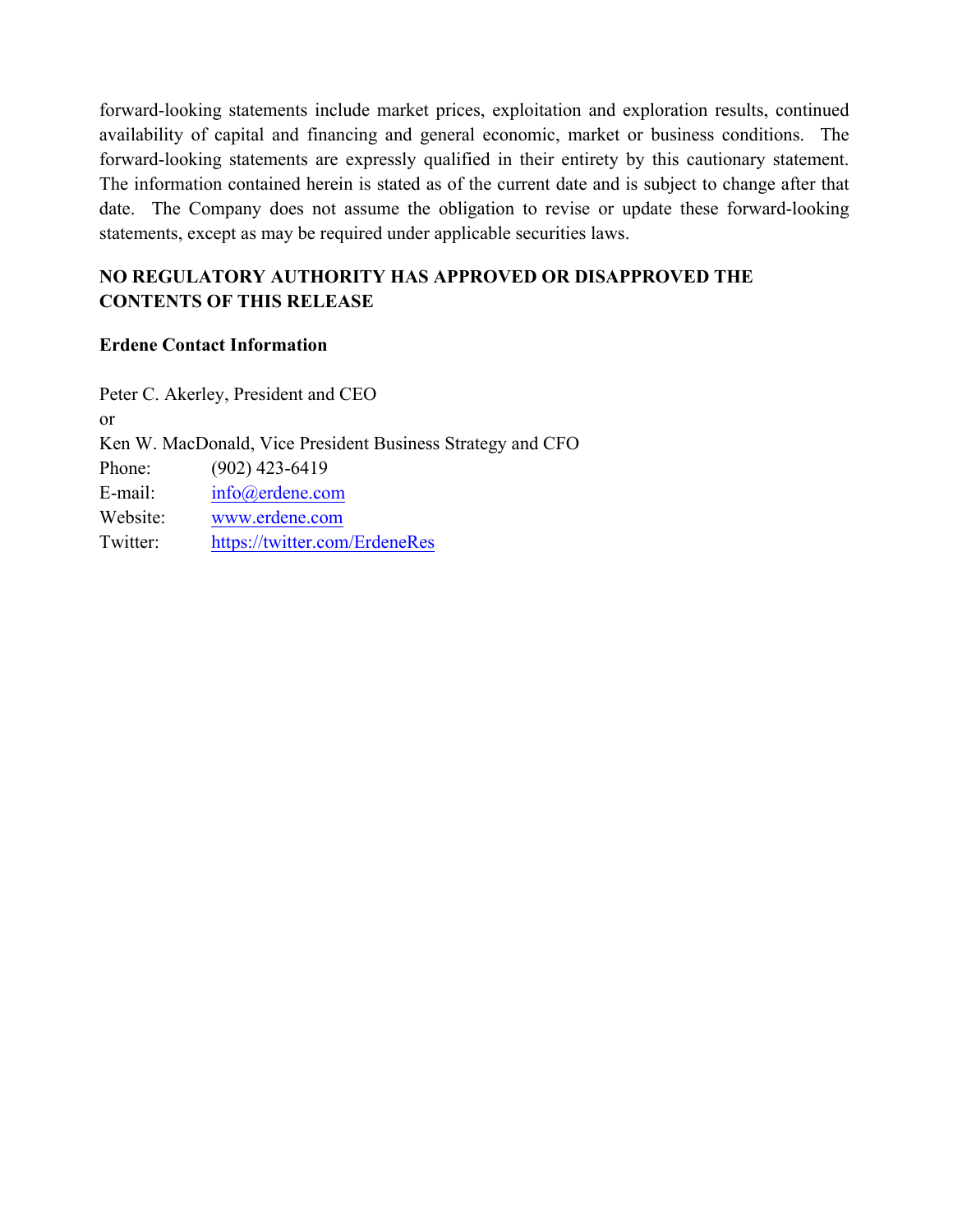forward-looking statements include market prices, exploitation and exploration results, continued availability of capital and financing and general economic, market or business conditions. The forward-looking statements are expressly qualified in their entirety by this cautionary statement. The information contained herein is stated as of the current date and is subject to change after that date. The Company does not assume the obligation to revise or update these forward-looking statements, except as may be required under applicable securities laws.

**NO REGULATORY AUTHORITY HAS APPROVED OR DISAPPROVED THE CONTENTS OF THIS RELEASE**

**Erdene Contact Information**

Peter C. Akerley, President and CEO
or
Ken W. MacDonald, Vice President Business Strategy and CFO
Phone: (902) 423-6419
E-mail: info@erdene.com
Website: www.erdene.com
Twitter: https://twitter.com/ErdeneRes